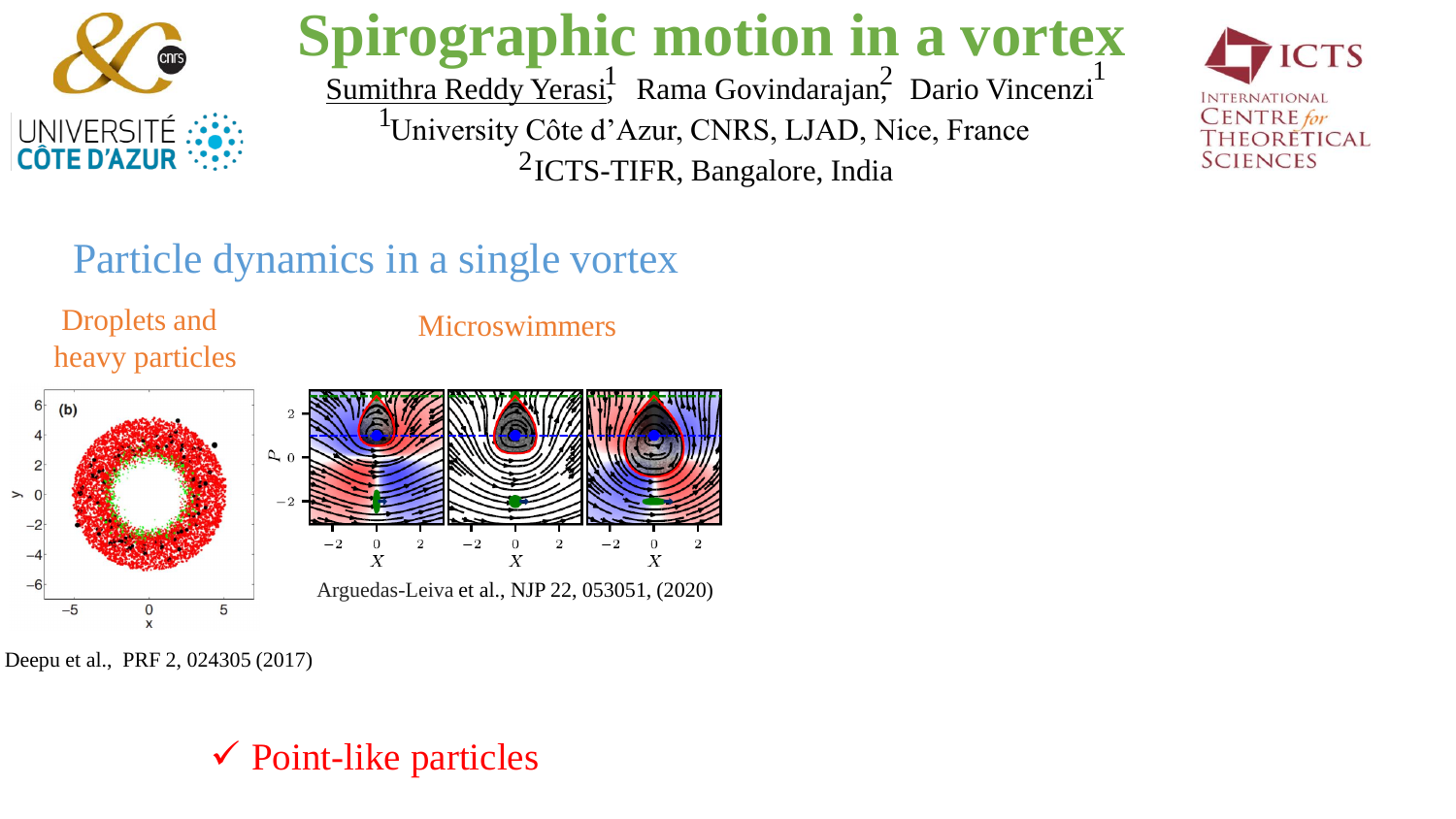# Spirographic motion in a vortex

Sumithra Reddy Yerasi[1], Rama Govindarajan[2], Dario Vincenzi[1]

[1]University Côte d'Azur, CNRS, LJAD, Nice, France

[2]ICTS-TIFR, Bangalore, India

## Particle dynamics in a single vortex

Droplets and heavy particles

Microswimmers

Arguedas-Leiva et al., NJP 22, 053051, (2020)

Deepu et al., PRF 2, 024305 (2017)

✓ Point-like particles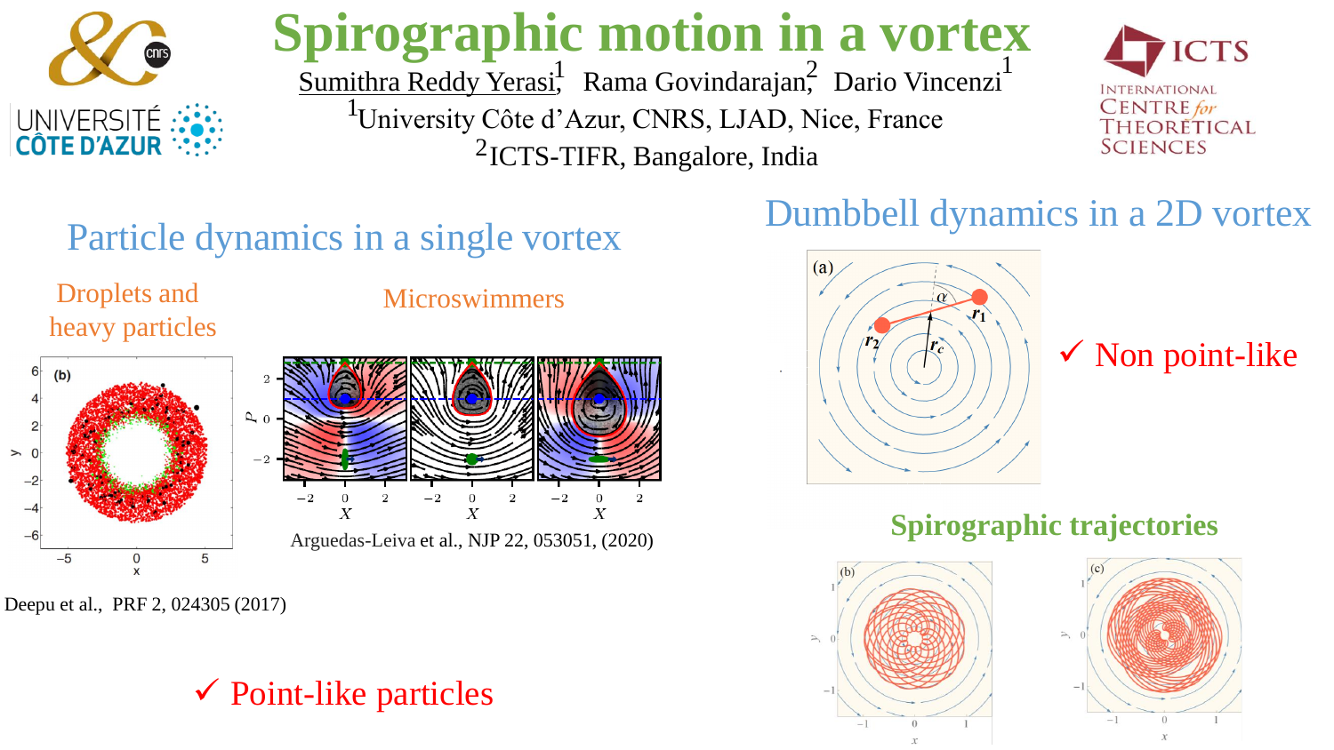# Spirographic motion in a vortex

Sumithra Reddy Yerasi[1], Rama Govindarajan[2], Dario Vincenzi[1]

[1]University Côte d'Azur, CNRS, LJAD, Nice, France

[2]ICTS-TIFR, Bangalore, India

## Particle dynamics in a single vortex

### Droplets and heavy particles

Deepu et al., PRF 2, 024305 (2017)

### Microswimmers

Arguedas-Leiva et al., NJP 22, 053051, (2020)

✓ Point-like particles

## Dumbbell dynamics in a 2D vortex

✓ Non point-like

### Spirographic trajectories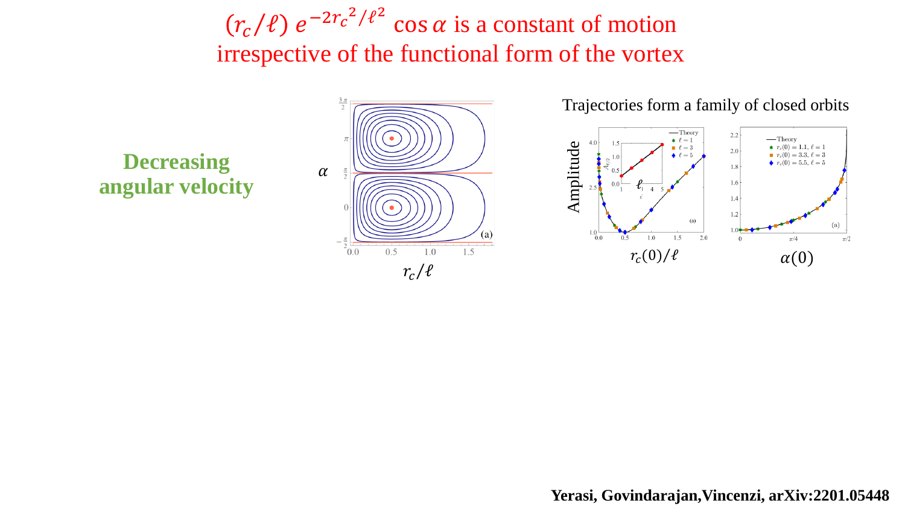# $(r_c/\ell)\, e^{-2{r_c}^2/\ell^2} \cos\alpha$ is a constant of motion irrespective of the functional form of the vortex

**Decreasing angular velocity**

Trajectories form a family of closed orbits

**Yerasi, Govindarajan, Vincenzi, arXiv:2201.05448**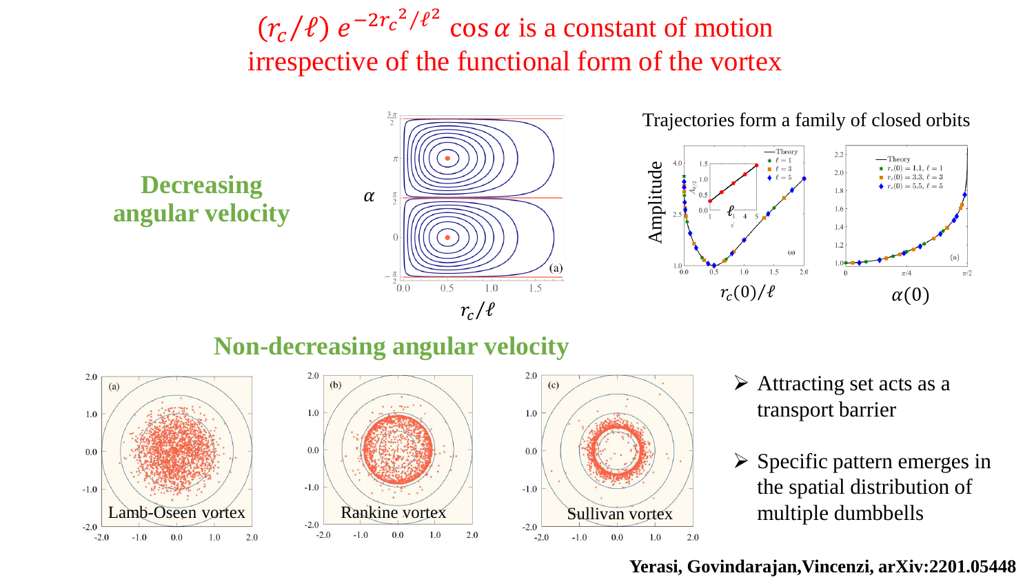# $(r_c/\ell)\, e^{-2r_c^2/\ell^2} \cos\alpha$ is a constant of motion irrespective of the functional form of the vortex

**Decreasing angular velocity**

$\alpha$

$\frac{3\pi}{2}$

$\pi$

$\frac{\pi}{2}$

0

$-\frac{\pi}{2}$

0.0 0.5 1.0 1.5

(a)

$r_c/\ell$

Trajectories form a family of closed orbits

Amplitude

4.0

2.5

1.0

0.0 0.5 1.0 1.5 2.0

—Theory

$\ell = 1$

$\ell = 3$

$\ell = 5$

$A_{\pi/2}$

1.5

1.0

0.5

0.0

1 4 5

$\ell$

(a)

$r_c(0)/\ell$

2.2

2.0

1.8

1.6

1.4

1.2

1.0

0 $\pi/4$ $\pi/2$

—Theory

$r_c(0) = 1.1$, $\ell = 1$

$r_c(0) = 3.3$, $\ell = 3$

$r_c(0) = 5.5$, $\ell = 5$

(a)

$\alpha(0)$

**Non-decreasing angular velocity**

(a) Lamb-Oseen vortex

(b) Rankine vortex

(c) Sullivan vortex

2.0 1.0 0.0 -1.0 -2.0

-2.0 -1.0 0.0 1.0 2.0

- Attracting set acts as a transport barrier
- Specific pattern emerges in the spatial distribution of multiple dumbbells

**Yerasi, Govindarajan, Vincenzi, arXiv:2201.05448**